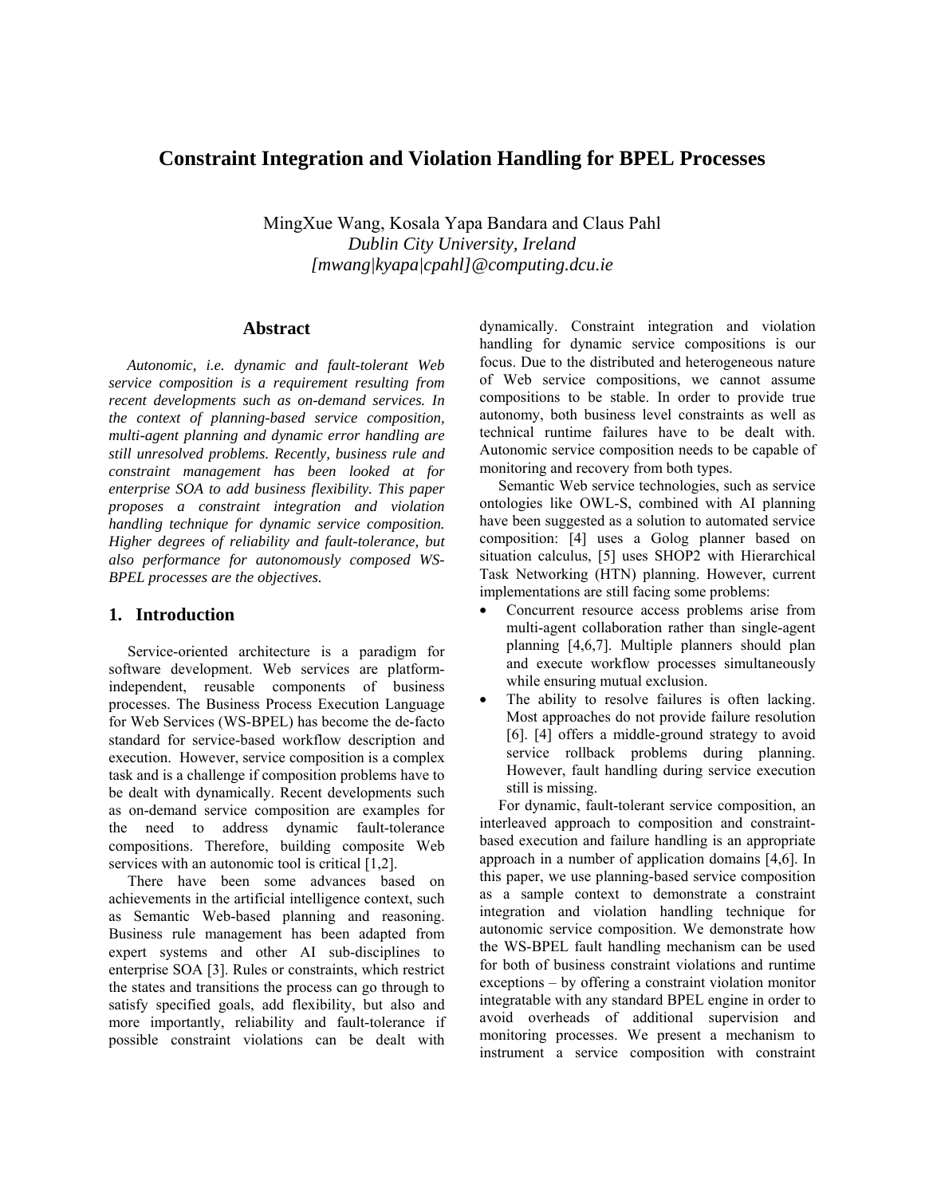# Constraint Integration and Violation Handling for BPEL Processes

MingXue Wang, Kosala Yapa Bandara and Claus Pahl
*Dublin City University, Ireland*
*[mwang|kyapa|cpahl]@computing.dcu.ie*

## Abstract

*Autonomic, i.e. dynamic and fault-tolerant Web service composition is a requirement resulting from recent developments such as on-demand services. In the context of planning-based service composition, multi-agent planning and dynamic error handling are still unresolved problems. Recently, business rule and constraint management has been looked at for enterprise SOA to add business flexibility. This paper proposes a constraint integration and violation handling technique for dynamic service composition. Higher degrees of reliability and fault-tolerance, but also performance for autonomously composed WS-BPEL processes are the objectives.*

## 1. Introduction

Service-oriented architecture is a paradigm for software development. Web services are platform-independent, reusable components of business processes. The Business Process Execution Language for Web Services (WS-BPEL) has become the de-facto standard for service-based workflow description and execution. However, service composition is a complex task and is a challenge if composition problems have to be dealt with dynamically. Recent developments such as on-demand service composition are examples for the need to address dynamic fault-tolerance compositions. Therefore, building composite Web services with an autonomic tool is critical [1,2].

There have been some advances based on achievements in the artificial intelligence context, such as Semantic Web-based planning and reasoning. Business rule management has been adapted from expert systems and other AI sub-disciplines to enterprise SOA [3]. Rules or constraints, which restrict the states and transitions the process can go through to satisfy specified goals, add flexibility, but also and more importantly, reliability and fault-tolerance if possible constraint violations can be dealt with dynamically. Constraint integration and violation handling for dynamic service compositions is our focus. Due to the distributed and heterogeneous nature of Web service compositions, we cannot assume compositions to be stable. In order to provide true autonomy, both business level constraints as well as technical runtime failures have to be dealt with. Autonomic service composition needs to be capable of monitoring and recovery from both types.

Semantic Web service technologies, such as service ontologies like OWL-S, combined with AI planning have been suggested as a solution to automated service composition: [4] uses a Golog planner based on situation calculus, [5] uses SHOP2 with Hierarchical Task Networking (HTN) planning. However, current implementations are still facing some problems:

- Concurrent resource access problems arise from multi-agent collaboration rather than single-agent planning [4,6,7]. Multiple planners should plan and execute workflow processes simultaneously while ensuring mutual exclusion.
- The ability to resolve failures is often lacking. Most approaches do not provide failure resolution [6]. [4] offers a middle-ground strategy to avoid service rollback problems during planning. However, fault handling during service execution still is missing.

For dynamic, fault-tolerant service composition, an interleaved approach to composition and constraint-based execution and failure handling is an appropriate approach in a number of application domains [4,6]. In this paper, we use planning-based service composition as a sample context to demonstrate a constraint integration and violation handling technique for autonomic service composition. We demonstrate how the WS-BPEL fault handling mechanism can be used for both of business constraint violations and runtime exceptions – by offering a constraint violation monitor integratable with any standard BPEL engine in order to avoid overheads of additional supervision and monitoring processes. We present a mechanism to instrument a service composition with constraint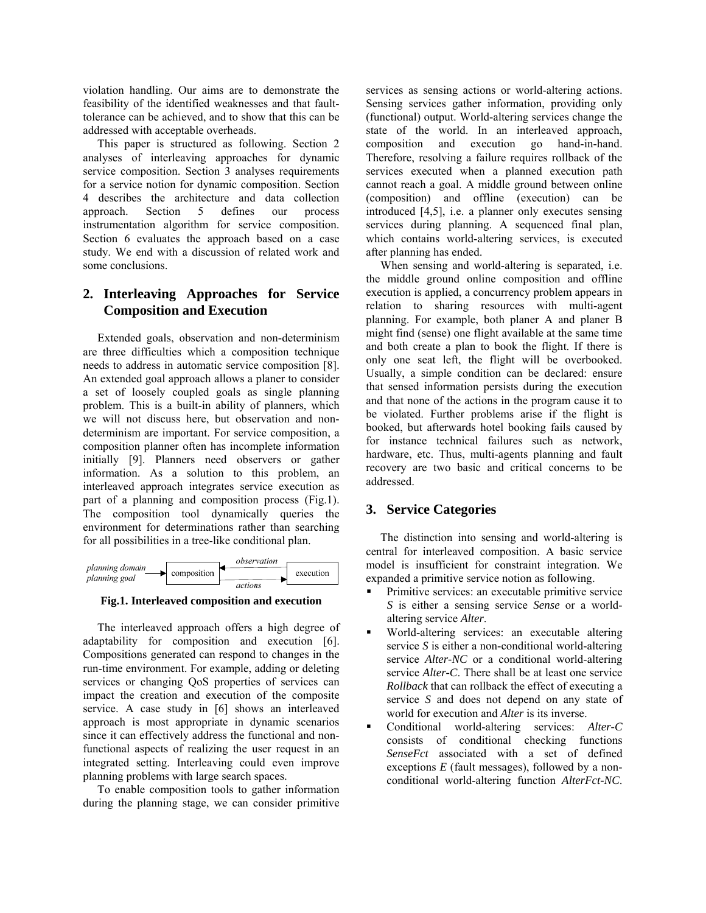violation handling. Our aims are to demonstrate the feasibility of the identified weaknesses and that fault-tolerance can be achieved, and to show that this can be addressed with acceptable overheads.

This paper is structured as following. Section 2 analyses of interleaving approaches for dynamic service composition. Section 3 analyses requirements for a service notion for dynamic composition. Section 4 describes the architecture and data collection approach. Section 5 defines our process instrumentation algorithm for service composition. Section 6 evaluates the approach based on a case study. We end with a discussion of related work and some conclusions.

## 2. Interleaving Approaches for Service Composition and Execution

Extended goals, observation and non-determinism are three difficulties which a composition technique needs to address in automatic service composition [8]. An extended goal approach allows a planer to consider a set of loosely coupled goals as single planning problem. This is a built-in ability of planners, which we will not discuss here, but observation and non-determinism are important. For service composition, a composition planner often has incomplete information initially [9]. Planners need observers or gather information. As a solution to this problem, an interleaved approach integrates service execution as part of a planning and composition process (Fig.1). The composition tool dynamically queries the environment for determinations rather than searching for all possibilities in a tree-like conditional plan.

*planning domain* / *planning goal* → composition ⇄ execution (*observation*, *actions*)

**Fig.1. Interleaved composition and execution**

The interleaved approach offers a high degree of adaptability for composition and execution [6]. Compositions generated can respond to changes in the run-time environment. For example, adding or deleting services or changing QoS properties of services can impact the creation and execution of the composite service. A case study in [6] shows an interleaved approach is most appropriate in dynamic scenarios since it can effectively address the functional and non-functional aspects of realizing the user request in an integrated setting. Interleaving could even improve planning problems with large search spaces.

To enable composition tools to gather information during the planning stage, we can consider primitive services as sensing actions or world-altering actions. Sensing services gather information, providing only (functional) output. World-altering services change the state of the world. In an interleaved approach, composition and execution go hand-in-hand. Therefore, resolving a failure requires rollback of the services executed when a planned execution path cannot reach a goal. A middle ground between online (composition) and offline (execution) can be introduced [4,5], i.e. a planner only executes sensing services during planning. A sequenced final plan, which contains world-altering services, is executed after planning has ended.

When sensing and world-altering is separated, i.e. the middle ground online composition and offline execution is applied, a concurrency problem appears in relation to sharing resources with multi-agent planning. For example, both planer A and planer B might find (sense) one flight available at the same time and both create a plan to book the flight. If there is only one seat left, the flight will be overbooked. Usually, a simple condition can be declared: ensure that sensed information persists during the execution and that none of the actions in the program cause it to be violated. Further problems arise if the flight is booked, but afterwards hotel booking fails caused by for instance technical failures such as network, hardware, etc. Thus, multi-agents planning and fault recovery are two basic and critical concerns to be addressed.

## 3. Service Categories

The distinction into sensing and world-altering is central for interleaved composition. A basic service model is insufficient for constraint integration. We expanded a primitive service notion as following.

- Primitive services: an executable primitive service *S* is either a sensing service *Sense* or a world-altering service *Alter*.
- World-altering services: an executable altering service *S* is either a non-conditional world-altering service *Alter-NC* or a conditional world-altering service *Alter-C*. There shall be at least one service *Rollback* that can rollback the effect of executing a service *S* and does not depend on any state of world for execution and *Alter* is its inverse.
- Conditional world-altering services: *Alter-C* consists of conditional checking functions *SenseFct* associated with a set of defined exceptions *E* (fault messages), followed by a non-conditional world-altering function *AlterFct-NC*.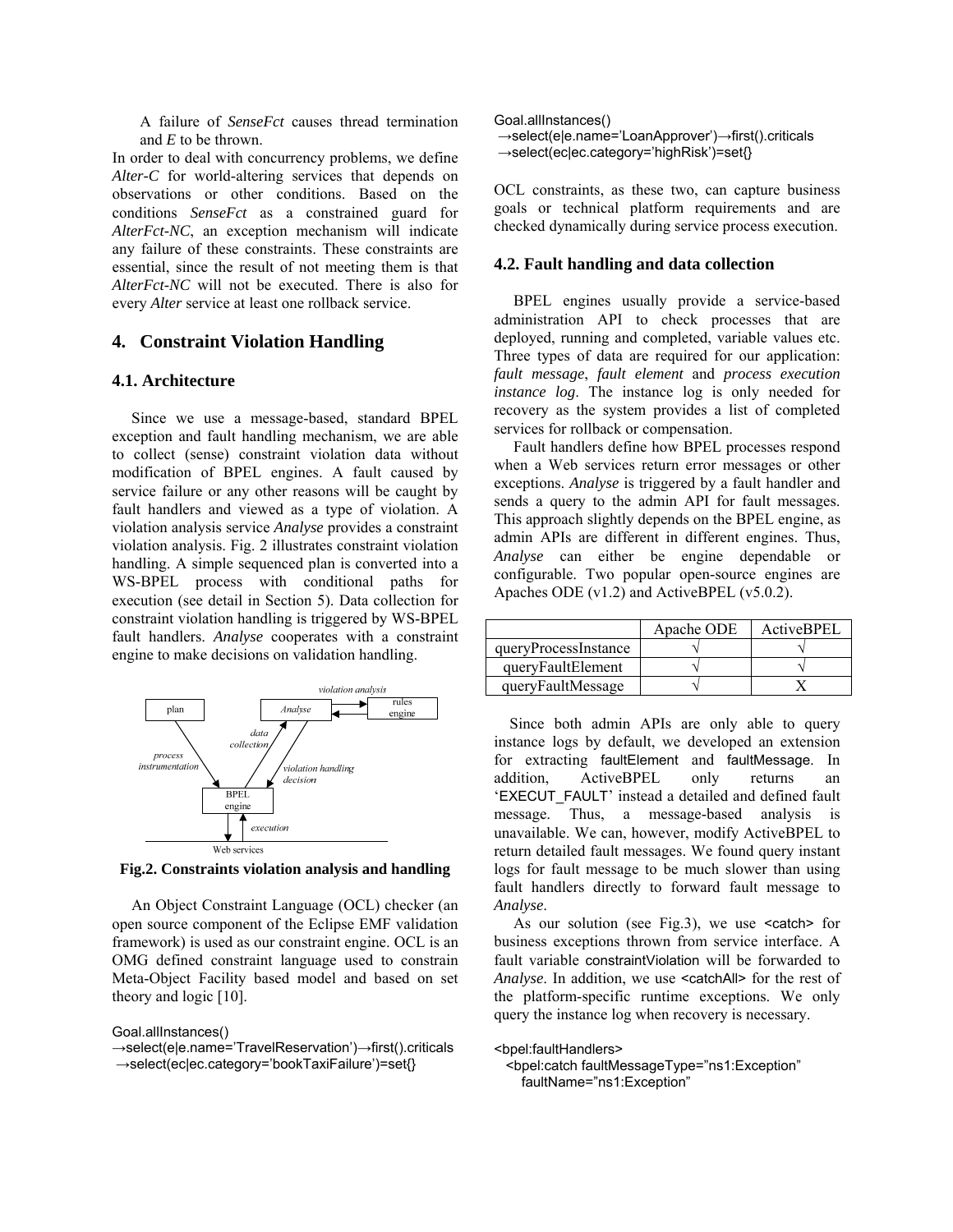A failure of *SenseFct* causes thread termination and *E* to be thrown.

In order to deal with concurrency problems, we define *Alter-C* for world-altering services that depends on observations or other conditions. Based on the conditions *SenseFct* as a constrained guard for *AlterFct-NC*, an exception mechanism will indicate any failure of these constraints. These constraints are essential, since the result of not meeting them is that *AlterFct-NC* will not be executed. There is also for every *Alter* service at least one rollback service.

## 4. Constraint Violation Handling

### 4.1. Architecture

Since we use a message-based, standard BPEL exception and fault handling mechanism, we are able to collect (sense) constraint violation data without modification of BPEL engines. A fault caused by service failure or any other reasons will be caught by fault handlers and viewed as a type of violation. A violation analysis service *Analyse* provides a constraint violation analysis. Fig. 2 illustrates constraint violation handling. A simple sequenced plan is converted into a WS-BPEL process with conditional paths for execution (see detail in Section 5). Data collection for constraint violation handling is triggered by WS-BPEL fault handlers. *Analyse* cooperates with a constraint engine to make decisions on validation handling.

**Fig.2. Constraints violation analysis and handling**

An Object Constraint Language (OCL) checker (an open source component of the Eclipse EMF validation framework) is used as our constraint engine. OCL is an OMG defined constraint language used to constrain Meta-Object Facility based model and based on set theory and logic [10].

```
Goal.allInstances()
→select(e|e.name='TravelReservation')→first().criticals
→select(ec|ec.category='bookTaxiFailure')=set{}
```

```
Goal.allInstances()
→select(e|e.name='LoanApprover')→first().criticals
→select(ec|ec.category='highRisk')=set{}
```

OCL constraints, as these two, can capture business goals or technical platform requirements and are checked dynamically during service process execution.

### 4.2. Fault handling and data collection

BPEL engines usually provide a service-based administration API to check processes that are deployed, running and completed, variable values etc. Three types of data are required for our application: *fault message*, *fault element* and *process execution instance log*. The instance log is only needed for recovery as the system provides a list of completed services for rollback or compensation.

Fault handlers define how BPEL processes respond when a Web services return error messages or other exceptions. *Analyse* is triggered by a fault handler and sends a query to the admin API for fault messages. This approach slightly depends on the BPEL engine, as admin APIs are different in different engines. Thus, *Analyse* can either be engine dependable or configurable. Two popular open-source engines are Apaches ODE (v1.2) and ActiveBPEL (v5.0.2).

| | Apache ODE | ActiveBPEL |
|---|---|---|
| queryProcessInstance | √ | √ |
| queryFaultElement | √ | √ |
| queryFaultMessage | √ | X |

Since both admin APIs are only able to query instance logs by default, we developed an extension for extracting faultElement and faultMessage. In addition, ActiveBPEL only returns an 'EXECUT_FAULT' instead a detailed and defined fault message. Thus, a message-based analysis is unavailable. We can, however, modify ActiveBPEL to return detailed fault messages. We found query instant logs for fault message to be much slower than using fault handlers directly to forward fault message to *Analyse*.

As our solution (see Fig.3), we use <catch> for business exceptions thrown from service interface. A fault variable constraintViolation will be forwarded to *Analyse*. In addition, we use <catchAll> for the rest of the platform-specific runtime exceptions. We only query the instance log when recovery is necessary.

```
<bpel:faultHandlers>
  <bpel:catch faultMessageType="ns1:Exception"
    faultName="ns1:Exception"
```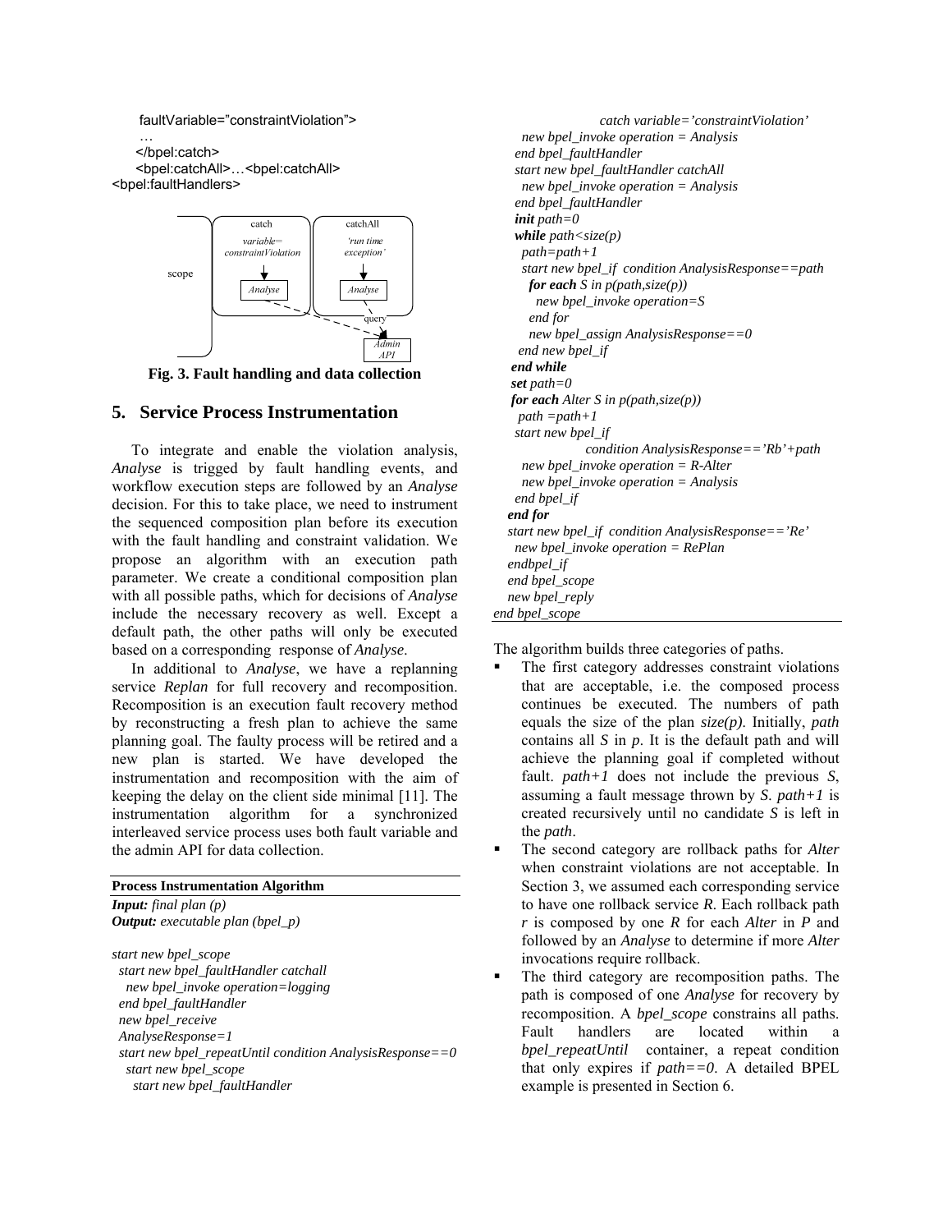```
faultVariable="constraintViolation">
…
</bpel:catch>
<bpel:catchAll>…<bpel:catchAll>
<bpel:faultHandlers>
```

**Fig. 3. Fault handling and data collection**

## 5. Service Process Instrumentation

To integrate and enable the violation analysis, *Analyse* is trigged by fault handling events, and workflow execution steps are followed by an *Analyse* decision. For this to take place, we need to instrument the sequenced composition plan before its execution with the fault handling and constraint validation. We propose an algorithm with an execution path parameter. We create a conditional composition plan with all possible paths, which for decisions of *Analyse* include the necessary recovery as well. Except a default path, the other paths will only be executed based on a corresponding response of *Analyse.*

In additional to *Analyse*, we have a replanning service *Replan* for full recovery and recomposition. Recomposition is an execution fault recovery method by reconstructing a fresh plan to achieve the same planning goal. The faulty process will be retired and a new plan is started. We have developed the instrumentation and recomposition with the aim of keeping the delay on the client side minimal [11]. The instrumentation algorithm for a synchronized interleaved service process uses both fault variable and the admin API for data collection.

**Process Instrumentation Algorithm**

***Input:*** *final plan (p)*
***Output:*** *executable plan (bpel_p)*

```
start new bpel_scope
  start new bpel_faultHandler catchall
    new bpel_invoke operation=logging
  end bpel_faultHandler
  new bpel_receive
  AnalyseResponse=1
  start new bpel_repeatUntil condition AnalysisResponse==0
    start new bpel_scope
      start new bpel_faultHandler
                    catch variable='constraintViolation'
        new bpel_invoke operation = Analysis
      end bpel_faultHandler
      start new bpel_faultHandler catchAll
        new bpel_invoke operation = Analysis
      end bpel_faultHandler
      init path=0
      while path<size(p)
        path=path+1
        start new bpel_if  condition AnalysisResponse==path
          for each S in p(path,size(p))
            new bpel_invoke operation=S
          end for
          new bpel_assign AnalysisResponse==0
        end new bpel_if
      end while
      set path=0
      for each Alter S in p(path,size(p))
        path =path+1
        start new bpel_if
                  condition AnalysisResponse=='Rb'+path
          new bpel_invoke operation = R-Alter
          new bpel_invoke operation = Analysis
        end bpel_if
      end for
      start new bpel_if  condition AnalysisResponse=='Re'
        new bpel_invoke operation = RePlan
      endbpel_if
    end bpel_scope
    new bpel_reply
end bpel_scope
```

The algorithm builds three categories of paths.

- The first category addresses constraint violations that are acceptable, i.e. the composed process continues be executed. The numbers of path equals the size of the plan *size(p)*. Initially, *path* contains all *S* in *p*. It is the default path and will achieve the planning goal if completed without fault. *path+1* does not include the previous *S*, assuming a fault message thrown by *S*. *path+1* is created recursively until no candidate *S* is left in the *path*.
- The second category are rollback paths for *Alter* when constraint violations are not acceptable. In Section 3, we assumed each corresponding service to have one rollback service *R*. Each rollback path *r* is composed by one *R* for each *Alter* in *P* and followed by an *Analyse* to determine if more *Alter* invocations require rollback.
- The third category are recomposition paths. The path is composed of one *Analyse* for recovery by recomposition. A *bpel_scope* constrains all paths. Fault handlers are located within a *bpel_repeatUntil* container, a repeat condition that only expires if *path==0*. A detailed BPEL example is presented in Section 6.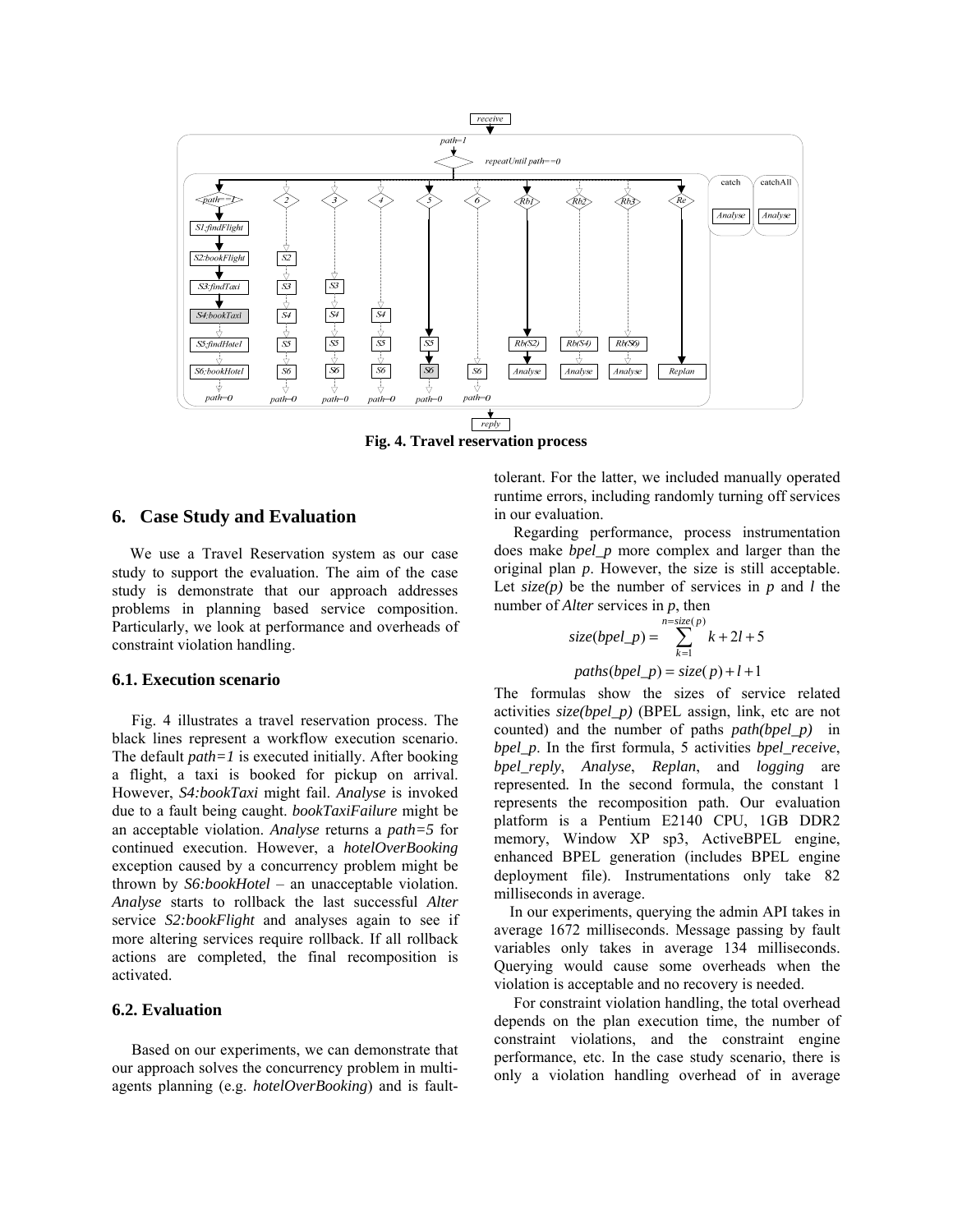Fig. 4. Travel reservation process

## 6. Case Study and Evaluation

We use a Travel Reservation system as our case study to support the evaluation. The aim of the case study is demonstrate that our approach addresses problems in planning based service composition. Particularly, we look at performance and overheads of constraint violation handling.

### 6.1. Execution scenario

Fig. 4 illustrates a travel reservation process. The black lines represent a workflow execution scenario. The default *path=1* is executed initially. After booking a flight, a taxi is booked for pickup on arrival. However, *S4:bookTaxi* might fail. *Analyse* is invoked due to a fault being caught. *bookTaxiFailure* might be an acceptable violation. *Analyse* returns a *path=5* for continued execution. However, a *hotelOverBooking* exception caused by a concurrency problem might be thrown by *S6:bookHotel* – an unacceptable violation. *Analyse* starts to rollback the last successful *Alter* service *S2:bookFlight* and analyses again to see if more altering services require rollback. If all rollback actions are completed, the final recomposition is activated.

### 6.2. Evaluation

Based on our experiments, we can demonstrate that our approach solves the concurrency problem in multi-agents planning (e.g. *hotelOverBooking*) and is fault-tolerant. For the latter, we included manually operated runtime errors, including randomly turning off services in our evaluation.

Regarding performance, process instrumentation does make *bpel_p* more complex and larger than the original plan *p*. However, the size is still acceptable. Let *size(p)* be the number of services in *p* and *l* the number of *Alter* services in *p*, then

$$size(bpel\_p) = \sum_{k=1}^{n=size(p)} k + 2l + 5$$

$$paths(bpel\_p) = size(p) + l + 1$$

The formulas show the sizes of service related activities *size(bpel_p)* (BPEL assign, link, etc are not counted) and the number of paths *path(bpel_p)* in *bpel_p*. In the first formula, 5 activities *bpel_receive*, *bpel_reply*, *Analyse*, *Replan*, and *logging* are represented. In the second formula, the constant 1 represents the recomposition path. Our evaluation platform is a Pentium E2140 CPU, 1GB DDR2 memory, Window XP sp3, ActiveBPEL engine, enhanced BPEL generation (includes BPEL engine deployment file). Instrumentations only take 82 milliseconds in average.

In our experiments, querying the admin API takes in average 1672 milliseconds. Message passing by fault variables only takes in average 134 milliseconds. Querying would cause some overheads when the violation is acceptable and no recovery is needed.

For constraint violation handling, the total overhead depends on the plan execution time, the number of constraint violations, and the constraint engine performance, etc. In the case study scenario, there is only a violation handling overhead of in average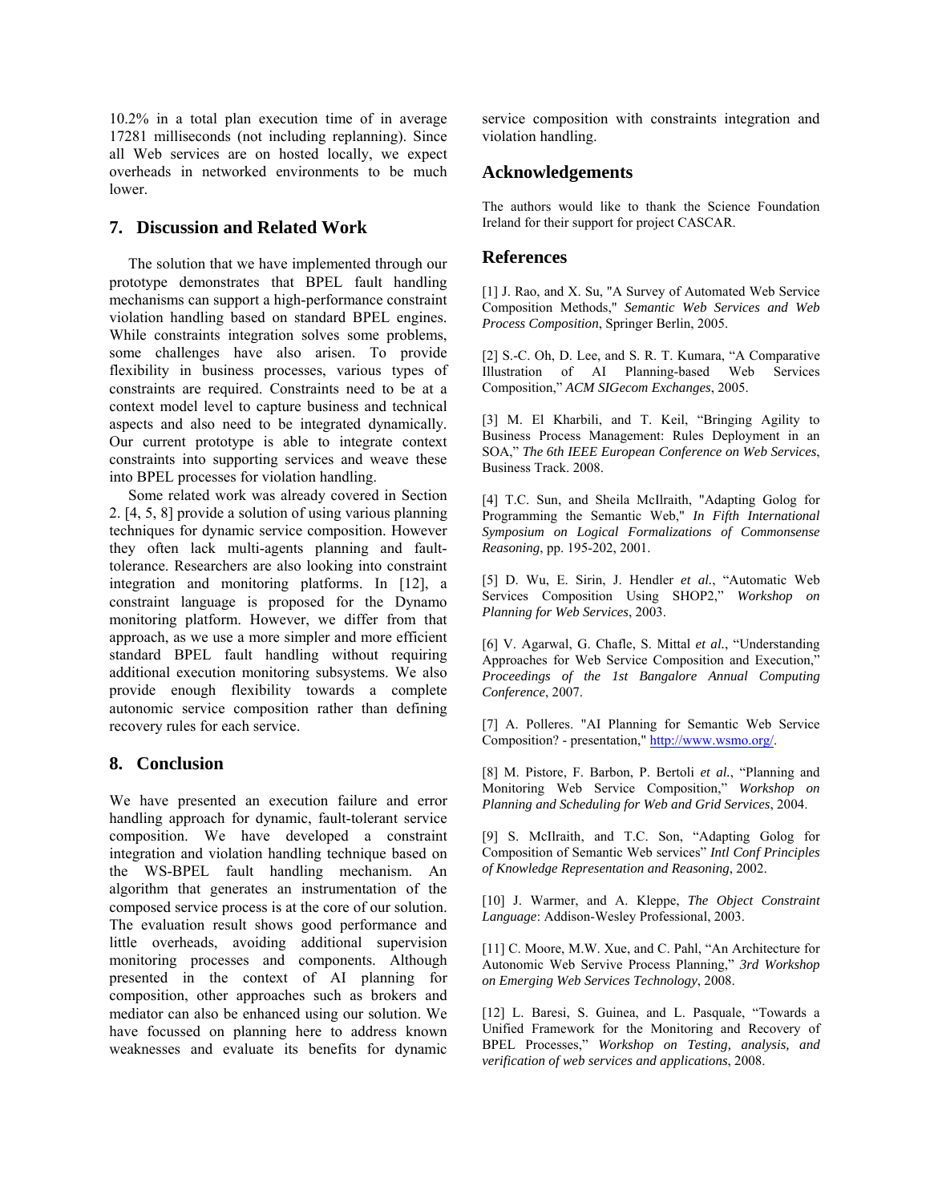10.2% in a total plan execution time of in average 17281 milliseconds (not including replanning). Since all Web services are on hosted locally, we expect overheads in networked environments to be much lower.

## 7. Discussion and Related Work

The solution that we have implemented through our prototype demonstrates that BPEL fault handling mechanisms can support a high-performance constraint violation handling based on standard BPEL engines. While constraints integration solves some problems, some challenges have also arisen. To provide flexibility in business processes, various types of constraints are required. Constraints need to be at a context model level to capture business and technical aspects and also need to be integrated dynamically. Our current prototype is able to integrate context constraints into supporting services and weave these into BPEL processes for violation handling.

Some related work was already covered in Section 2. [4, 5, 8] provide a solution of using various planning techniques for dynamic service composition. However they often lack multi-agents planning and fault-tolerance. Researchers are also looking into constraint integration and monitoring platforms. In [12], a constraint language is proposed for the Dynamo monitoring platform. However, we differ from that approach, as we use a more simpler and more efficient standard BPEL fault handling without requiring additional execution monitoring subsystems. We also provide enough flexibility towards a complete autonomic service composition rather than defining recovery rules for each service.

## 8. Conclusion

We have presented an execution failure and error handling approach for dynamic, fault-tolerant service composition. We have developed a constraint integration and violation handling technique based on the WS-BPEL fault handling mechanism. An algorithm that generates an instrumentation of the composed service process is at the core of our solution. The evaluation result shows good performance and little overheads, avoiding additional supervision monitoring processes and components. Although presented in the context of AI planning for composition, other approaches such as brokers and mediator can also be enhanced using our solution. We have focussed on planning here to address known weaknesses and evaluate its benefits for dynamic service composition with constraints integration and violation handling.

## Acknowledgements

The authors would like to thank the Science Foundation Ireland for their support for project CASCAR.

## References

[1] J. Rao, and X. Su, "A Survey of Automated Web Service Composition Methods," *Semantic Web Services and Web Process Composition*, Springer Berlin, 2005.

[2] S.-C. Oh, D. Lee, and S. R. T. Kumara, "A Comparative Illustration of AI Planning-based Web Services Composition," *ACM SIGecom Exchanges*, 2005.

[3] M. El Kharbili, and T. Keil, "Bringing Agility to Business Process Management: Rules Deployment in an SOA," *The 6th IEEE European Conference on Web Services*, Business Track. 2008.

[4] T.C. Sun, and Sheila McIlraith, "Adapting Golog for Programming the Semantic Web," *In Fifth International Symposium on Logical Formalizations of Commonsense Reasoning*, pp. 195-202, 2001.

[5] D. Wu, E. Sirin, J. Hendler *et al.*, "Automatic Web Services Composition Using SHOP2," *Workshop on Planning for Web Services*, 2003.

[6] V. Agarwal, G. Chafle, S. Mittal *et al.*, "Understanding Approaches for Web Service Composition and Execution," *Proceedings of the 1st Bangalore Annual Computing Conference*, 2007.

[7] A. Polleres. "AI Planning for Semantic Web Service Composition? - presentation," http://www.wsmo.org/.

[8] M. Pistore, F. Barbon, P. Bertoli *et al.*, "Planning and Monitoring Web Service Composition," *Workshop on Planning and Scheduling for Web and Grid Services*, 2004.

[9] S. McIlraith, and T.C. Son, "Adapting Golog for Composition of Semantic Web services" *Intl Conf Principles of Knowledge Representation and Reasoning*, 2002.

[10] J. Warmer, and A. Kleppe, *The Object Constraint Language*: Addison-Wesley Professional, 2003.

[11] C. Moore, M.W. Xue, and C. Pahl, "An Architecture for Autonomic Web Servive Process Planning," *3rd Workshop on Emerging Web Services Technology*, 2008.

[12] L. Baresi, S. Guinea, and L. Pasquale, "Towards a Unified Framework for the Monitoring and Recovery of BPEL Processes," *Workshop on Testing, analysis, and verification of web services and applications*, 2008.